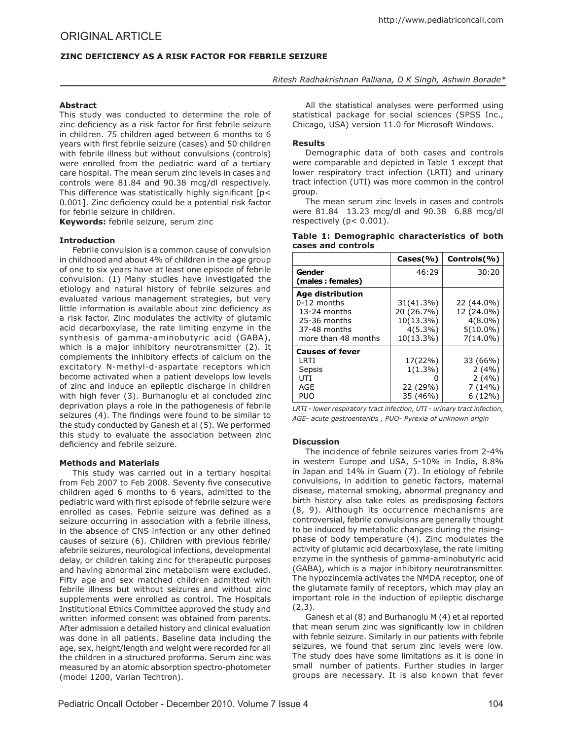# ORIGINAL ARTICLE

## ZINC DEFICIENCY AS A RISK FACTOR FOR FEBRILE SEIZURE

*Ritesh Radhakrishnan Palliana, D K Singh, Ashwin Borade**

### Abstract

This study was conducted to determine the role of zinc deficiency as a risk factor for first febrile seizure in children. 75 children aged between 6 months to 6 years with first febrile seizure (cases) and 50 children with febrile illness but without convulsions (controls) were enrolled from the pediatric ward of a tertiary care hospital. The mean serum zinc levels in cases and controls were 81.84 and 90.38 mcg/dl respectively. This difference was statistically highly significant [$p < 0.001$]. Zinc deficiency could be a potential risk factor for febrile seizure in children.

**Keywords:** febrile seizure, serum zinc

### Introduction

Febrile convulsion is a common cause of convulsion in childhood and about 4% of children in the age group of one to six years have at least one episode of febrile convulsion. (1) Many studies have investigated the etiology and natural history of febrile seizures and evaluated various management strategies, but very little information is available about zinc deficiency as a risk factor. Zinc modulates the activity of glutamic acid decarboxylase, the rate limiting enzyme in the synthesis of gamma-aminobutyric acid (GABA), which is a major inhibitory neurotransmitter (2). It complements the inhibitory effects of calcium on the excitatory N-methyl-d-aspartate receptors which become activated when a patient develops low levels of zinc and induce an epileptic discharge in children with high fever (3). Burhanoglu et al concluded zinc deprivation plays a role in the pathogenesis of febrile seizures (4). The findings were found to be similar to the study conducted by Ganesh et al (5). We performed this study to evaluate the association between zinc deficiency and febrile seizure.

### Methods and Materials

This study was carried out in a tertiary hospital from Feb 2007 to Feb 2008. Seventy five consecutive children aged 6 months to 6 years, admitted to the pediatric ward with first episode of febrile seizure were enrolled as cases. Febrile seizure was defined as a seizure occurring in association with a febrile illness, in the absence of CNS infection or any other defined causes of seizure (6). Children with previous febrile/afebrile seizures, neurological infections, developmental delay, or children taking zinc for therapeutic purposes and having abnormal zinc metabolism were excluded. Fifty age and sex matched children admitted with febrile illness but without seizures and without zinc supplements were enrolled as control. The Hospitals Institutional Ethics Committee approved the study and written informed consent was obtained from parents. After admission a detailed history and clinical evaluation was done in all patients. Baseline data including the age, sex, height/length and weight were recorded for all the children in a structured proforma. Serum zinc was measured by an atomic absorption spectro-photometer (model 1200, Varian Techtron).

All the statistical analyses were performed using statistical package for social sciences (SPSS Inc., Chicago, USA) version 11.0 for Microsoft Windows.

### Results

Demographic data of both cases and controls were comparable and depicted in Table 1 except that lower respiratory tract infection (LRTI) and urinary tract infection (UTI) was more common in the control group.

The mean serum zinc levels in cases and controls were 81.84 13.23 mcg/dl and 90.38 6.88 mcg/dl respectively ($p < 0.001$).

**Table 1: Demographic characteristics of both cases and controls**

| | Cases(%) | Controls(%) |
|---|---|---|
| **Gender (males : females)** | 46:29 | 30:20 |
| **Age distribution** | | |
| 0-12 months | 31(41.3%) | 22 (44.0%) |
| 13-24 months | 20 (26.7%) | 12 (24.0%) |
| 25-36 months | 10(13.3%) | 4(8.0%) |
| 37-48 months | 4(5.3%) | 5(10.0%) |
| more than 48 months | 10(13.3%) | 7(14.0%) |
| **Causes of fever** | | |
| LRTI | 17(22%) | 33 (66%) |
| Sepsis | 1(1.3%) | 2 (4%) |
| UTI | 0 | 2 (4%) |
| AGE | 22 (29%) | 7 (14%) |
| PUO | 35 (46%) | 6 (12%) |

*LRTI - lower respiratory tract infection, UTI - urinary tract infection, AGE- acute gastroenteritis , PUO- Pyrexia of unknown origin*

### Discussion

The incidence of febrile seizures varies from 2-4% in western Europe and USA, 5-10% in India, 8.8% in Japan and 14% in Guam (7). In etiology of febrile convulsions, in addition to genetic factors, maternal disease, maternal smoking, abnormal pregnancy and birth history also take roles as predisposing factors (8, 9). Although its occurrence mechanisms are controversial, febrile convulsions are generally thought to be induced by metabolic changes during the rising-phase of body temperature (4). Zinc modulates the activity of glutamic acid decarboxylase, the rate limiting enzyme in the synthesis of gamma-aminobutyric acid (GABA), which is a major inhibitory neurotransmitter. The hypozincemia activates the NMDA receptor, one of the glutamate family of receptors, which may play an important role in the induction of epileptic discharge (2,3).

Ganesh et al (8) and Burhanoglu M (4) et al reported that mean serum zinc was significantly low in children with febrile seizure. Similarly in our patients with febrile seizures, we found that serum zinc levels were low. The study does have some limitations as it is done in small number of patients. Further studies in larger groups are necessary. It is also known that fever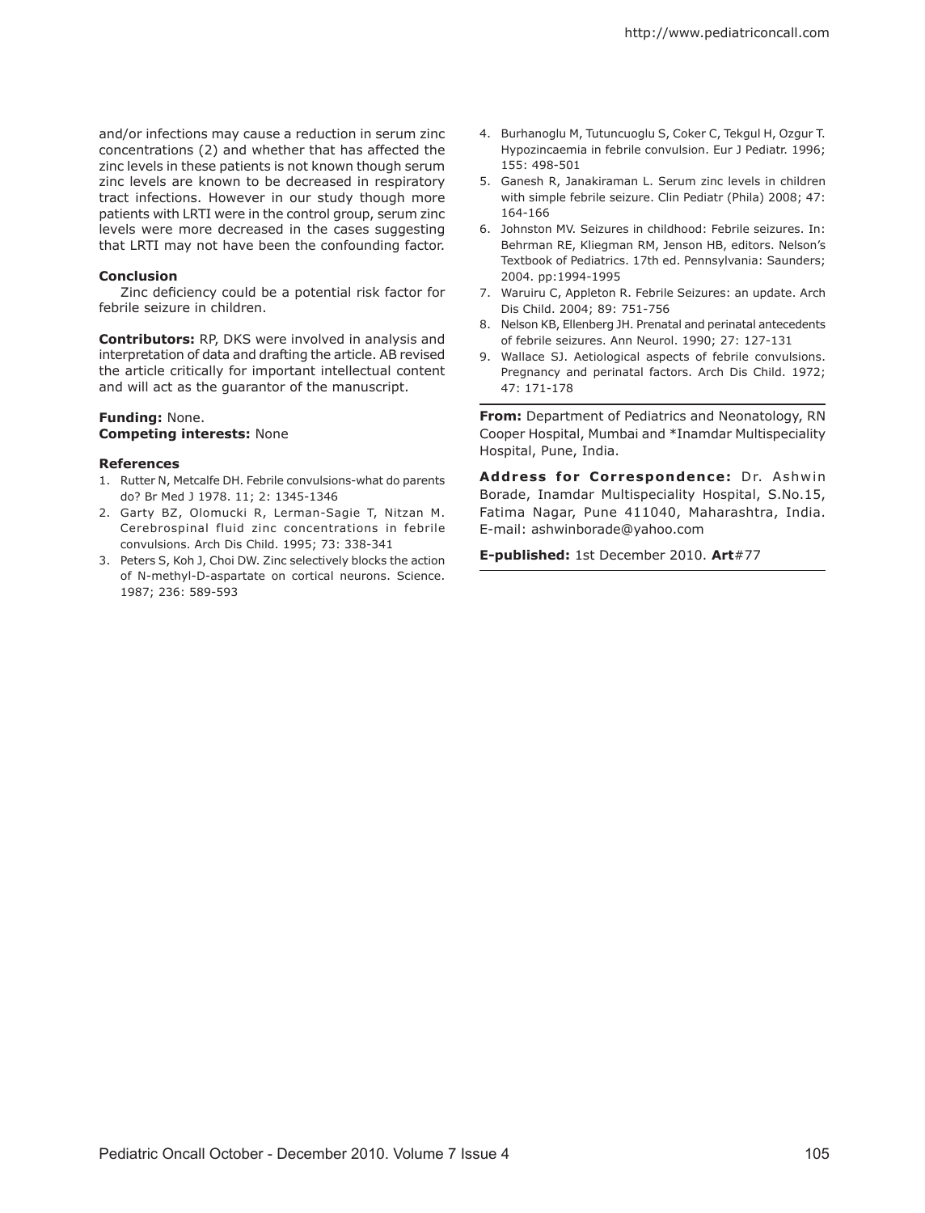and/or infections may cause a reduction in serum zinc concentrations (2) and whether that has affected the zinc levels in these patients is not known though serum zinc levels are known to be decreased in respiratory tract infections. However in our study though more patients with LRTI were in the control group, serum zinc levels were more decreased in the cases suggesting that LRTI may not have been the confounding factor.

**Conclusion**

Zinc deficiency could be a potential risk factor for febrile seizure in children.

**Contributors:** RP, DKS were involved in analysis and interpretation of data and drafting the article. AB revised the article critically for important intellectual content and will act as the guarantor of the manuscript.

**Funding:** None.
**Competing interests:** None

**References**

1. Rutter N, Metcalfe DH. Febrile convulsions-what do parents do? Br Med J 1978. 11; 2: 1345-1346
2. Garty BZ, Olomucki R, Lerman-Sagie T, Nitzan M. Cerebrospinal fluid zinc concentrations in febrile convulsions. Arch Dis Child. 1995; 73: 338-341
3. Peters S, Koh J, Choi DW. Zinc selectively blocks the action of N-methyl-D-aspartate on cortical neurons. Science. 1987; 236: 589-593
4. Burhanoglu M, Tutuncuoglu S, Coker C, Tekgul H, Ozgur T. Hypozincaemia in febrile convulsion. Eur J Pediatr. 1996; 155: 498-501
5. Ganesh R, Janakiraman L. Serum zinc levels in children with simple febrile seizure. Clin Pediatr (Phila) 2008; 47: 164-166
6. Johnston MV. Seizures in childhood: Febrile seizures. In: Behrman RE, Kliegman RM, Jenson HB, editors. Nelson's Textbook of Pediatrics. 17th ed. Pennsylvania: Saunders; 2004. pp:1994-1995
7. Waruiru C, Appleton R. Febrile Seizures: an update. Arch Dis Child. 2004; 89: 751-756
8. Nelson KB, Ellenberg JH. Prenatal and perinatal antecedents of febrile seizures. Ann Neurol. 1990; 27: 127-131
9. Wallace SJ. Aetiological aspects of febrile convulsions. Pregnancy and perinatal factors. Arch Dis Child. 1972; 47: 171-178

**From:** Department of Pediatrics and Neonatology, RN Cooper Hospital, Mumbai and *Inamdar Multispeciality Hospital, Pune, India.

**Address for Correspondence:** Dr. Ashwin Borade, Inamdar Multispeciality Hospital, S.No.15, Fatima Nagar, Pune 411040, Maharashtra, India. E-mail: ashwinborade@yahoo.com

**E-published:** 1st December 2010. **Art**#77